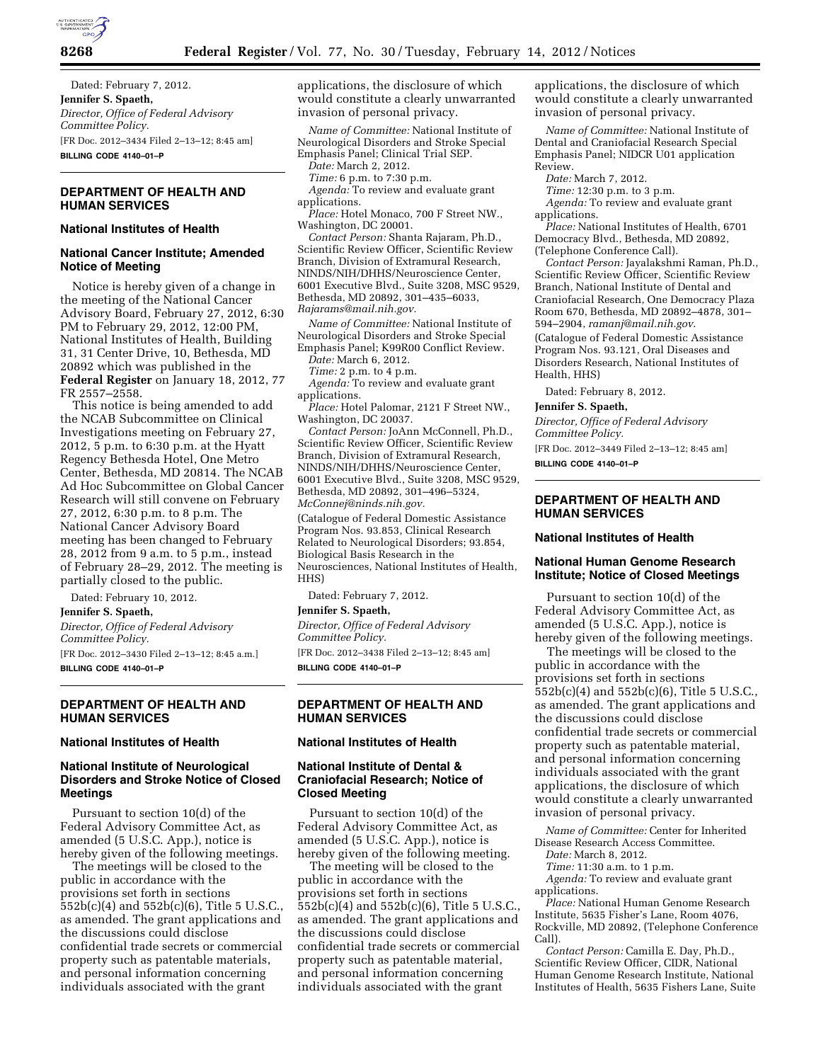Dated: February 7, 2012.

**Jennifer S. Spaeth,**

*Director, Office of Federal Advisory Committee Policy.*

[FR Doc. 2012–3434 Filed 2–13–12; 8:45 am]

**BILLING CODE 4140–01–P**

## DEPARTMENT OF HEALTH AND HUMAN SERVICES

### National Institutes of Health

### National Cancer Institute; Amended Notice of Meeting

Notice is hereby given of a change in the meeting of the National Cancer Advisory Board, February 27, 2012, 6:30 PM to February 29, 2012, 12:00 PM, National Institutes of Health, Building 31, 31 Center Drive, 10, Bethesda, MD 20892 which was published in the **Federal Register** on January 18, 2012, 77 FR 2557–2558.

This notice is being amended to add the NCAB Subcommittee on Clinical Investigations meeting on February 27, 2012, 5 p.m. to 6:30 p.m. at the Hyatt Regency Bethesda Hotel, One Metro Center, Bethesda, MD 20814. The NCAB Ad Hoc Subcommittee on Global Cancer Research will still convene on February 27, 2012, 6:30 p.m. to 8 p.m. The National Cancer Advisory Board meeting has been changed to February 28, 2012 from 9 a.m. to 5 p.m., instead of February 28–29, 2012. The meeting is partially closed to the public.

Dated: February 10, 2012.

**Jennifer S. Spaeth,**

*Director, Office of Federal Advisory Committee Policy.*

[FR Doc. 2012–3430 Filed 2–13–12; 8:45 a.m.]

**BILLING CODE 4140–01–P**

## DEPARTMENT OF HEALTH AND HUMAN SERVICES

### National Institutes of Health

### National Institute of Neurological Disorders and Stroke Notice of Closed Meetings

Pursuant to section 10(d) of the Federal Advisory Committee Act, as amended (5 U.S.C. App.), notice is hereby given of the following meetings.

The meetings will be closed to the public in accordance with the provisions set forth in sections 552b(c)(4) and 552b(c)(6), Title 5 U.S.C., as amended. The grant applications and the discussions could disclose confidential trade secrets or commercial property such as patentable materials, and personal information concerning individuals associated with the grant applications, the disclosure of which would constitute a clearly unwarranted invasion of personal privacy.

*Name of Committee:* National Institute of Neurological Disorders and Stroke Special Emphasis Panel; Clinical Trial SEP.

*Date:* March 2, 2012.

*Time:* 6 p.m. to 7:30 p.m.

*Agenda:* To review and evaluate grant applications.

*Place:* Hotel Monaco, 700 F Street NW., Washington, DC 20001.

*Contact Person:* Shanta Rajaram, Ph.D., Scientific Review Officer, Scientific Review Branch, Division of Extramural Research, NINDS/NIH/DHHS/Neuroscience Center, 6001 Executive Blvd., Suite 3208, MSC 9529, Bethesda, MD 20892, 301–435–6033, *Rajarams@mail.nih.gov.*

*Name of Committee:* National Institute of Neurological Disorders and Stroke Special Emphasis Panel; K99R00 Conflict Review.

*Date:* March 6, 2012.

*Time:* 2 p.m. to 4 p.m.

*Agenda:* To review and evaluate grant applications.

*Place:* Hotel Palomar, 2121 F Street NW., Washington, DC 20037.

*Contact Person:* JoAnn McConnell, Ph.D., Scientific Review Officer, Scientific Review Branch, Division of Extramural Research, NINDS/NIH/DHHS/Neuroscience Center, 6001 Executive Blvd., Suite 3208, MSC 9529, Bethesda, MD 20892, 301–496–5324, *McConnej@ninds.nih.gov.*

(Catalogue of Federal Domestic Assistance Program Nos. 93.853, Clinical Research Related to Neurological Disorders; 93.854, Biological Basis Research in the Neurosciences, National Institutes of Health, HHS)

Dated: February 7, 2012.

**Jennifer S. Spaeth,**

*Director, Office of Federal Advisory Committee Policy.*

[FR Doc. 2012–3438 Filed 2–13–12; 8:45 am]

**BILLING CODE 4140–01–P**

## DEPARTMENT OF HEALTH AND HUMAN SERVICES

### National Institutes of Health

### National Institute of Dental & Craniofacial Research; Notice of Closed Meeting

Pursuant to section 10(d) of the Federal Advisory Committee Act, as amended (5 U.S.C. App.), notice is hereby given of the following meeting.

The meeting will be closed to the public in accordance with the provisions set forth in sections 552b(c)(4) and 552b(c)(6), Title 5 U.S.C., as amended. The grant applications and the discussions could disclose confidential trade secrets or commercial property such as patentable material, and personal information concerning individuals associated with the grant applications, the disclosure of which would constitute a clearly unwarranted invasion of personal privacy.

*Name of Committee:* National Institute of Dental and Craniofacial Research Special Emphasis Panel; NIDCR U01 application Review.

*Date:* March 7, 2012.

*Time:* 12:30 p.m. to 3 p.m.

*Agenda:* To review and evaluate grant applications.

*Place:* National Institutes of Health, 6701 Democracy Blvd., Bethesda, MD 20892, (Telephone Conference Call).

*Contact Person:* Jayalakshmi Raman, Ph.D., Scientific Review Officer, Scientific Review Branch, National Institute of Dental and Craniofacial Research, One Democracy Plaza Room 670, Bethesda, MD 20892–4878, 301–594–2904, *ramanj@mail.nih.gov*.

(Catalogue of Federal Domestic Assistance Program Nos. 93.121, Oral Diseases and Disorders Research, National Institutes of Health, HHS)

Dated: February 8, 2012.

**Jennifer S. Spaeth,**

*Director, Office of Federal Advisory Committee Policy.*

[FR Doc. 2012–3449 Filed 2–13–12; 8:45 am]

**BILLING CODE 4140–01–P**

## DEPARTMENT OF HEALTH AND HUMAN SERVICES

### National Institutes of Health

### National Human Genome Research Institute; Notice of Closed Meetings

Pursuant to section 10(d) of the Federal Advisory Committee Act, as amended (5 U.S.C. App.), notice is hereby given of the following meetings.

The meetings will be closed to the public in accordance with the provisions set forth in sections 552b(c)(4) and 552b(c)(6), Title 5 U.S.C., as amended. The grant applications and the discussions could disclose confidential trade secrets or commercial property such as patentable material, and personal information concerning individuals associated with the grant applications, the disclosure of which would constitute a clearly unwarranted invasion of personal privacy.

*Name of Committee:* Center for Inherited Disease Research Access Committee.

*Date:* March 8, 2012.

*Time:* 11:30 a.m. to 1 p.m.

*Agenda:* To review and evaluate grant applications.

*Place:* National Human Genome Research Institute, 5635 Fisher's Lane, Room 4076, Rockville, MD 20892, (Telephone Conference Call).

*Contact Person:* Camilla E. Day, Ph.D., Scientific Review Officer, CIDR, National Human Genome Research Institute, National Institutes of Health, 5635 Fishers Lane, Suite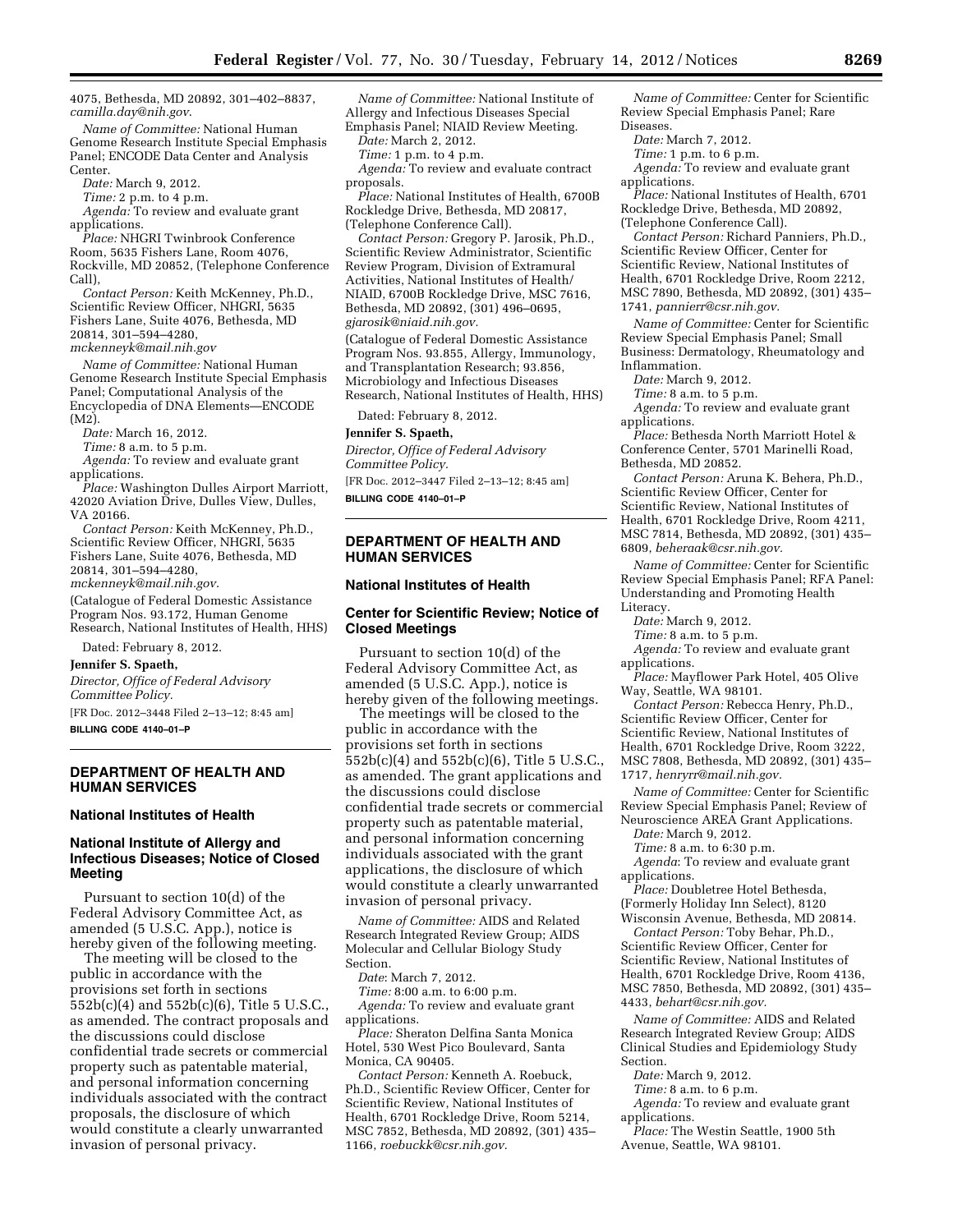4075, Bethesda, MD 20892, 301–402–8837, *camilla.day@nih.gov.*

*Name of Committee:* National Human Genome Research Institute Special Emphasis Panel; ENCODE Data Center and Analysis Center.

*Date:* March 9, 2012.

*Time:* 2 p.m. to 4 p.m.

*Agenda:* To review and evaluate grant applications.

*Place:* NHGRI Twinbrook Conference Room, 5635 Fishers Lane, Room 4076, Rockville, MD 20852, (Telephone Conference Call),

*Contact Person:* Keith McKenney, Ph.D., Scientific Review Officer, NHGRI, 5635 Fishers Lane, Suite 4076, Bethesda, MD 20814, 301–594–4280, *mckenneyk@mail.nih.gov*

*Name of Committee:* National Human Genome Research Institute Special Emphasis Panel; Computational Analysis of the Encyclopedia of DNA Elements—ENCODE (M2).

*Date:* March 16, 2012.

*Time:* 8 a.m. to 5 p.m.

*Agenda:* To review and evaluate grant applications.

*Place:* Washington Dulles Airport Marriott, 42020 Aviation Drive, Dulles View, Dulles, VA 20166.

*Contact Person:* Keith McKenney, Ph.D., Scientific Review Officer, NHGRI, 5635 Fishers Lane, Suite 4076, Bethesda, MD 20814, 301–594–4280, *mckenneyk@mail.nih.gov.*

(Catalogue of Federal Domestic Assistance Program Nos. 93.172, Human Genome Research, National Institutes of Health, HHS)

Dated: February 8, 2012.

**Jennifer S. Spaeth,**

*Director, Office of Federal Advisory Committee Policy.*

[FR Doc. 2012–3448 Filed 2–13–12; 8:45 am]

**BILLING CODE 4140–01–P**

## DEPARTMENT OF HEALTH AND HUMAN SERVICES

### National Institutes of Health

### National Institute of Allergy and Infectious Diseases; Notice of Closed Meeting

Pursuant to section 10(d) of the Federal Advisory Committee Act, as amended (5 U.S.C. App.), notice is hereby given of the following meeting.

The meeting will be closed to the public in accordance with the provisions set forth in sections 552b(c)(4) and 552b(c)(6), Title 5 U.S.C., as amended. The contract proposals and the discussions could disclose confidential trade secrets or commercial property such as patentable material, and personal information concerning individuals associated with the contract proposals, the disclosure of which would constitute a clearly unwarranted invasion of personal privacy.

*Name of Committee:* National Institute of Allergy and Infectious Diseases Special Emphasis Panel; NIAID Review Meeting.

*Date:* March 2, 2012.

*Time:* 1 p.m. to 4 p.m.

*Agenda:* To review and evaluate contract proposals.

*Place:* National Institutes of Health, 6700B Rockledge Drive, Bethesda, MD 20817, (Telephone Conference Call).

*Contact Person:* Gregory P. Jarosik, Ph.D., Scientific Review Administrator, Scientific Review Program, Division of Extramural Activities, National Institutes of Health/NIAID, 6700B Rockledge Drive, MSC 7616, Bethesda, MD 20892, (301) 496–0695, *gjarosik@niaid.nih.gov.*

(Catalogue of Federal Domestic Assistance Program Nos. 93.855, Allergy, Immunology, and Transplantation Research; 93.856, Microbiology and Infectious Diseases Research, National Institutes of Health, HHS)

Dated: February 8, 2012.

**Jennifer S. Spaeth,**

*Director, Office of Federal Advisory Committee Policy.*

[FR Doc. 2012–3447 Filed 2–13–12; 8:45 am]

**BILLING CODE 4140–01–P**

## DEPARTMENT OF HEALTH AND HUMAN SERVICES

### National Institutes of Health

### Center for Scientific Review; Notice of Closed Meetings

Pursuant to section 10(d) of the Federal Advisory Committee Act, as amended (5 U.S.C. App.), notice is hereby given of the following meetings.

The meetings will be closed to the public in accordance with the provisions set forth in sections 552b(c)(4) and 552b(c)(6), Title 5 U.S.C., as amended. The grant applications and the discussions could disclose confidential trade secrets or commercial property such as patentable material, and personal information concerning individuals associated with the grant applications, the disclosure of which would constitute a clearly unwarranted invasion of personal privacy.

*Name of Committee:* AIDS and Related Research Integrated Review Group; AIDS Molecular and Cellular Biology Study Section.

*Date*: March 7, 2012.

*Time:* 8:00 a.m. to 6:00 p.m.

*Agenda:* To review and evaluate grant applications.

*Place:* Sheraton Delfina Santa Monica Hotel, 530 West Pico Boulevard, Santa Monica, CA 90405.

*Contact Person:* Kenneth A. Roebuck, Ph.D., Scientific Review Officer, Center for Scientific Review, National Institutes of Health, 6701 Rockledge Drive, Room 5214, MSC 7852, Bethesda, MD 20892, (301) 435–1166, *roebuckk@csr.nih.gov.*

*Name of Committee:* Center for Scientific Review Special Emphasis Panel; Rare Diseases.

*Date:* March 7, 2012.

*Time:* 1 p.m. to 6 p.m.

*Agenda:* To review and evaluate grant applications.

*Place:* National Institutes of Health, 6701 Rockledge Drive, Bethesda, MD 20892, (Telephone Conference Call).

*Contact Person:* Richard Panniers, Ph.D., Scientific Review Officer, Center for Scientific Review, National Institutes of Health, 6701 Rockledge Drive, Room 2212, MSC 7890, Bethesda, MD 20892, (301) 435–1741, *pannierr@csr.nih.gov.*

*Name of Committee:* Center for Scientific Review Special Emphasis Panel; Small Business: Dermatology, Rheumatology and Inflammation.

*Date:* March 9, 2012.

*Time:* 8 a.m. to 5 p.m.

*Agenda:* To review and evaluate grant applications.

*Place:* Bethesda North Marriott Hotel & Conference Center, 5701 Marinelli Road, Bethesda, MD 20852.

*Contact Person:* Aruna K. Behera, Ph.D., Scientific Review Officer, Center for Scientific Review, National Institutes of Health, 6701 Rockledge Drive, Room 4211, MSC 7814, Bethesda, MD 20892, (301) 435–6809, *beheraak@csr.nih.gov.*

*Name of Committee:* Center for Scientific Review Special Emphasis Panel; RFA Panel: Understanding and Promoting Health Literacy.

*Date:* March 9, 2012.

*Time:* 8 a.m. to 5 p.m.

*Agenda:* To review and evaluate grant applications.

*Place:* Mayflower Park Hotel, 405 Olive Way, Seattle, WA 98101.

*Contact Person:* Rebecca Henry, Ph.D., Scientific Review Officer, Center for Scientific Review, National Institutes of Health, 6701 Rockledge Drive, Room 3222, MSC 7808, Bethesda, MD 20892, (301) 435–1717, *henryrr@mail.nih.gov.*

*Name of Committee:* Center for Scientific Review Special Emphasis Panel; Review of Neuroscience AREA Grant Applications.

*Date:* March 9, 2012.

*Time:* 8 a.m. to 6:30 p.m.

*Agenda*: To review and evaluate grant applications.

*Place:* Doubletree Hotel Bethesda, (Formerly Holiday Inn Select), 8120 Wisconsin Avenue, Bethesda, MD 20814.

*Contact Person:* Toby Behar, Ph.D., Scientific Review Officer, Center for Scientific Review, National Institutes of Health, 6701 Rockledge Drive, Room 4136, MSC 7850, Bethesda, MD 20892, (301) 435–4433, *behart@csr.nih.gov.*

*Name of Committee:* AIDS and Related Research Integrated Review Group; AIDS Clinical Studies and Epidemiology Study Section.

*Date:* March 9, 2012.

*Time:* 8 a.m. to 6 p.m.

*Agenda:* To review and evaluate grant applications.

*Place:* The Westin Seattle, 1900 5th Avenue, Seattle, WA 98101.